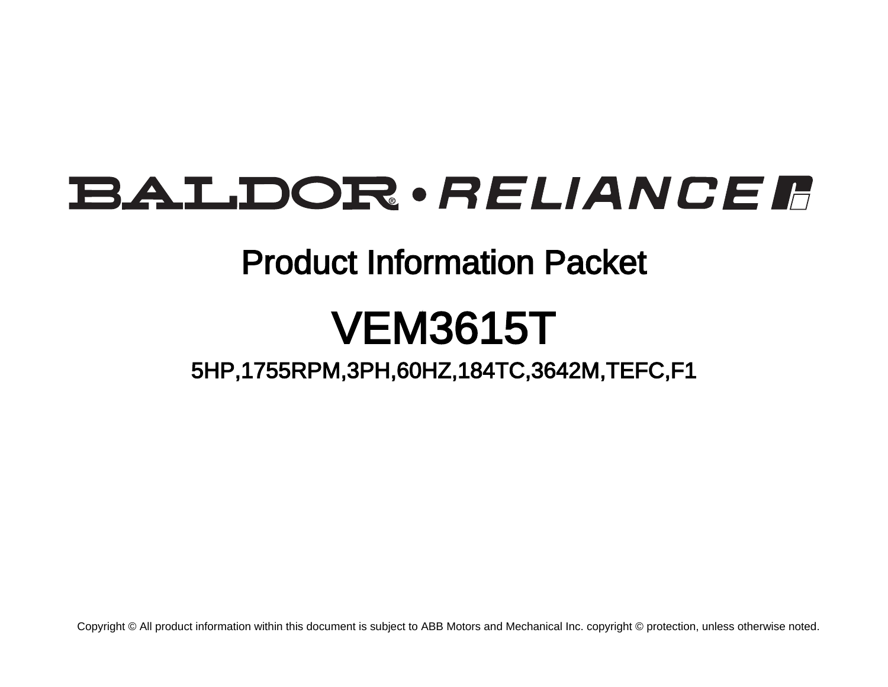BALDOR • RELIANCE

# Product Information Packet

# VEM3615T

## 5HP,1755RPM,3PH,60HZ,184TC,3642M,TEFC,F1

Copyright © All product information within this document is subject to ABB Motors and Mechanical Inc. copyright © protection, unless otherwise noted.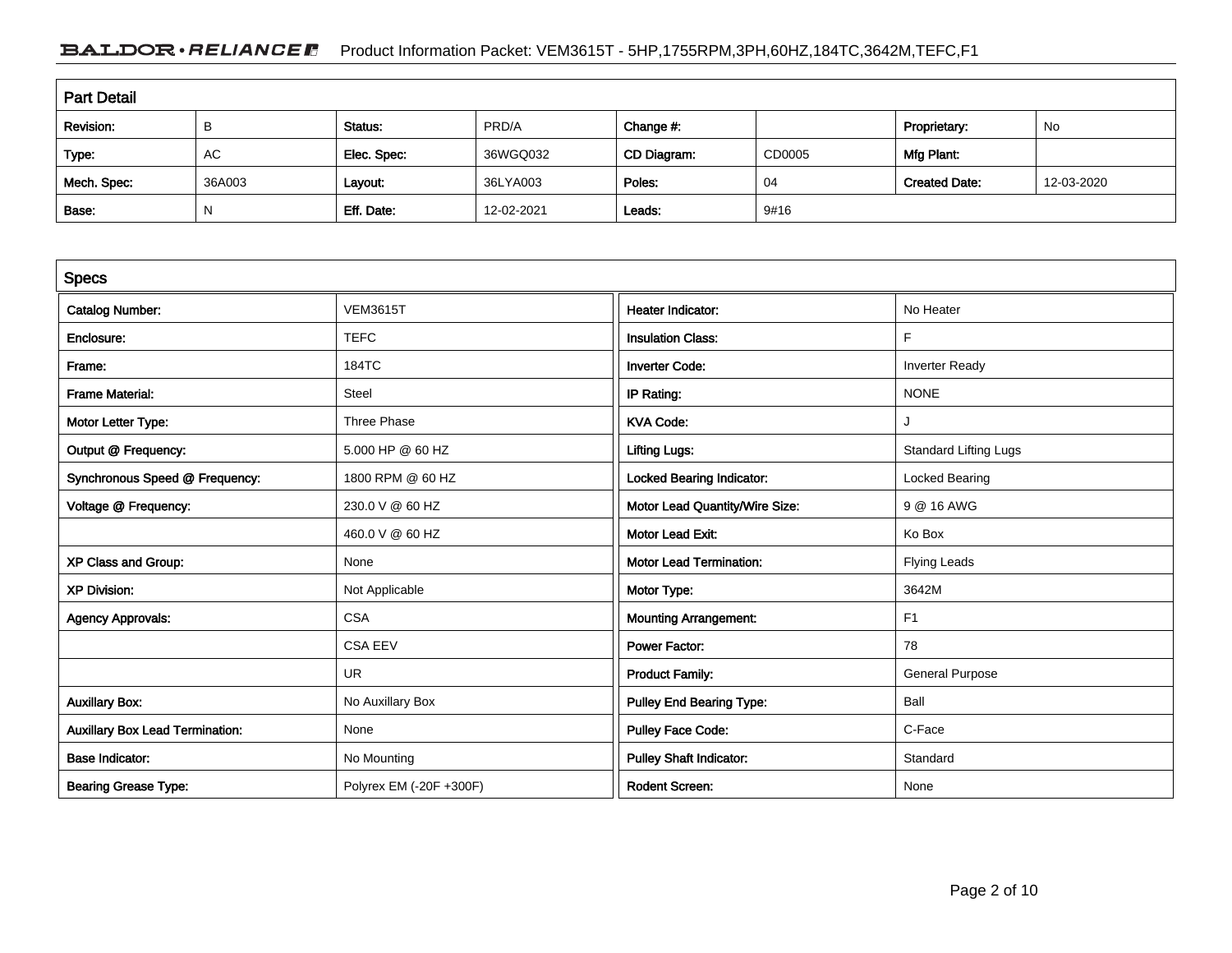## Part Detail

| Revision: | B | Status: | PRD/A | Change #: | | Proprietary: | No |
|---|---|---|---|---|---|---|---|
| Type: | AC | Elec. Spec: | 36WGQ032 | CD Diagram: | CD0005 | Mfg Plant: | |
| Mech. Spec: | 36A003 | Layout: | 36LYA003 | Poles: | 04 | Created Date: | 12-03-2020 |
| Base: | N | Eff. Date: | 12-02-2021 | Leads: | 9#16 | | |

## Specs

| | | | |
|---|---|---|---|
| Catalog Number: | VEM3615T | Heater Indicator: | No Heater |
| Enclosure: | TEFC | Insulation Class: | F |
| Frame: | 184TC | Inverter Code: | Inverter Ready |
| Frame Material: | Steel | IP Rating: | NONE |
| Motor Letter Type: | Three Phase | KVA Code: | J |
| Output @ Frequency: | 5.000 HP @ 60 HZ | Lifting Lugs: | Standard Lifting Lugs |
| Synchronous Speed @ Frequency: | 1800 RPM @ 60 HZ | Locked Bearing Indicator: | Locked Bearing |
| Voltage @ Frequency: | 230.0 V @ 60 HZ | Motor Lead Quantity/Wire Size: | 9 @ 16 AWG |
| | 460.0 V @ 60 HZ | Motor Lead Exit: | Ko Box |
| XP Class and Group: | None | Motor Lead Termination: | Flying Leads |
| XP Division: | Not Applicable | Motor Type: | 3642M |
| Agency Approvals: | CSA | Mounting Arrangement: | F1 |
| | CSA EEV | Power Factor: | 78 |
| | UR | Product Family: | General Purpose |
| Auxillary Box: | No Auxillary Box | Pulley End Bearing Type: | Ball |
| Auxillary Box Lead Termination: | None | Pulley Face Code: | C-Face |
| Base Indicator: | No Mounting | Pulley Shaft Indicator: | Standard |
| Bearing Grease Type: | Polyrex EM (-20F +300F) | Rodent Screen: | None |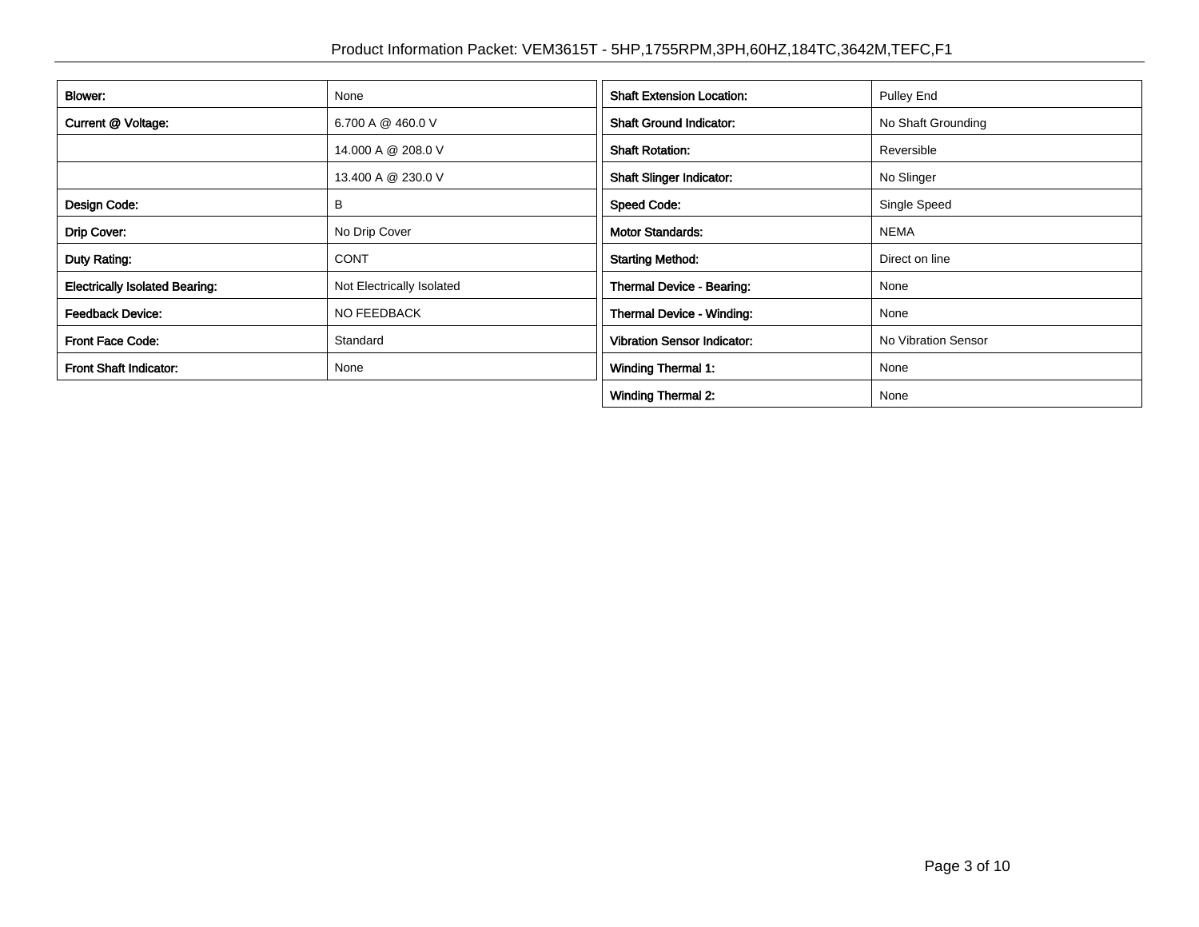| Blower: | None |
|---|---|
| Current @ Voltage: | 6.700 A @ 460.0 V |
| | 14.000 A @ 208.0 V |
| | 13.400 A @ 230.0 V |
| Design Code: | B |
| Drip Cover: | No Drip Cover |
| Duty Rating: | CONT |
| Electrically Isolated Bearing: | Not Electrically Isolated |
| Feedback Device: | NO FEEDBACK |
| Front Face Code: | Standard |
| Front Shaft Indicator: | None |

| Shaft Extension Location: | Pulley End |
|---|---|
| Shaft Ground Indicator: | No Shaft Grounding |
| Shaft Rotation: | Reversible |
| Shaft Slinger Indicator: | No Slinger |
| Speed Code: | Single Speed |
| Motor Standards: | NEMA |
| Starting Method: | Direct on line |
| Thermal Device - Bearing: | None |
| Thermal Device - Winding: | None |
| Vibration Sensor Indicator: | No Vibration Sensor |
| Winding Thermal 1: | None |
| Winding Thermal 2: | None |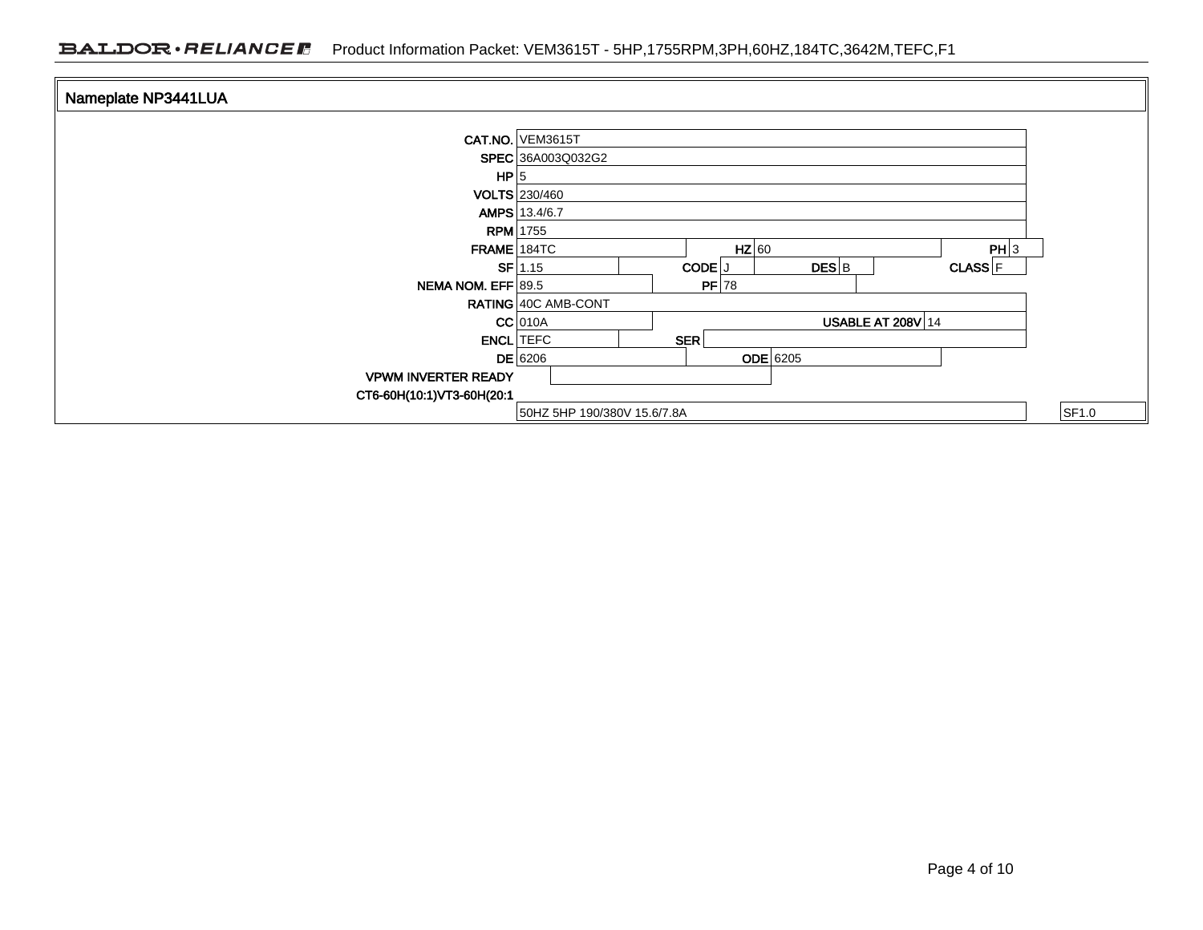## Nameplate NP3441LUA

| Field | Value | Field | Value | Field | Value | Field | Value |
|---|---|---|---|---|---|---|---|
| CAT.NO. | VEM3615T | | | | | | |
| SPEC | 36A003Q032G2 | | | | | | |
| HP | 5 | | | | | | |
| VOLTS | 230/460 | | | | | | |
| AMPS | 13.4/6.7 | | | | | | |
| RPM | 1755 | | | | | | |
| FRAME | 184TC | HZ | 60 | | | PH | 3 |
| SF | 1.15 | CODE | J | DES | B | CLASS | F |
| NEMA NOM. EFF | 89.5 | PF | 78 | | | | |
| RATING | 40C AMB-CONT | | | | | | |
| CC | 010A | | | USABLE AT 208V | 14 | | |
| ENCL | TEFC | SER | | | | | |
| DE | 6206 | | | ODE | 6205 | | |
| VPWM INVERTER READY | | | | | | | |
| CT6-60H(10:1)VT3-60H(20:1 | | | | | | | |
| | 50HZ 5HP 190/380V 15.6/7.8A | | | | | | SF1.0 |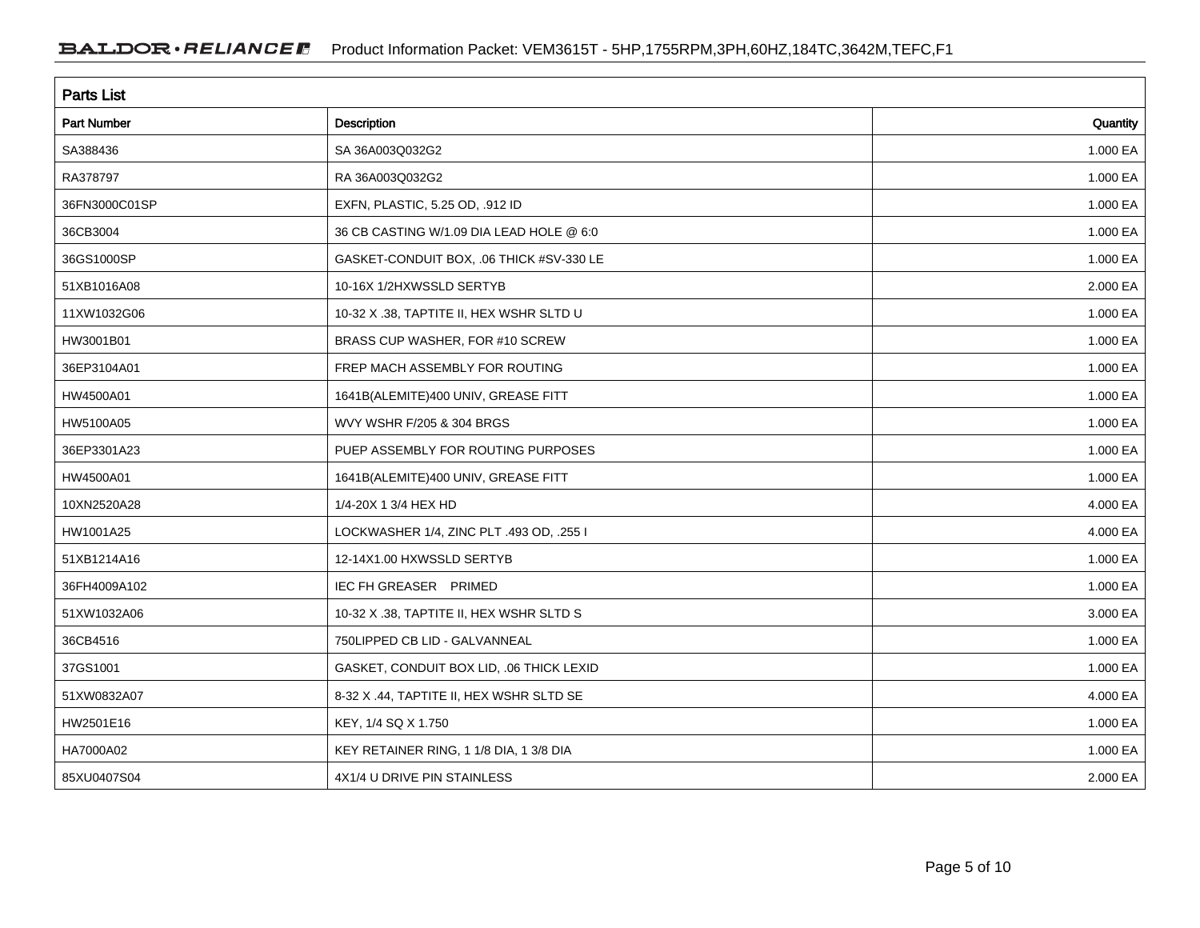## Parts List

| Part Number | Description | Quantity |
| --- | --- | --- |
| SA388436 | SA 36A003Q032G2 | 1.000 EA |
| RA378797 | RA 36A003Q032G2 | 1.000 EA |
| 36FN3000C01SP | EXFN, PLASTIC, 5.25 OD, .912 ID | 1.000 EA |
| 36CB3004 | 36 CB CASTING W/1.09 DIA LEAD HOLE @ 6:0 | 1.000 EA |
| 36GS1000SP | GASKET-CONDUIT BOX, .06 THICK #SV-330 LE | 1.000 EA |
| 51XB1016A08 | 10-16X 1/2HXWSSLD SERTYB | 2.000 EA |
| 11XW1032G06 | 10-32 X .38, TAPTITE II, HEX WSHR SLTD U | 1.000 EA |
| HW3001B01 | BRASS CUP WASHER, FOR #10 SCREW | 1.000 EA |
| 36EP3104A01 | FREP MACH ASSEMBLY FOR ROUTING | 1.000 EA |
| HW4500A01 | 1641B(ALEMITE)400 UNIV, GREASE FITT | 1.000 EA |
| HW5100A05 | WVY WSHR F/205 & 304 BRGS | 1.000 EA |
| 36EP3301A23 | PUEP ASSEMBLY FOR ROUTING PURPOSES | 1.000 EA |
| HW4500A01 | 1641B(ALEMITE)400 UNIV, GREASE FITT | 1.000 EA |
| 10XN2520A28 | 1/4-20X 1 3/4 HEX HD | 4.000 EA |
| HW1001A25 | LOCKWASHER 1/4, ZINC PLT .493 OD, .255 I | 4.000 EA |
| 51XB1214A16 | 12-14X1.00 HXWSSLD SERTYB | 1.000 EA |
| 36FH4009A102 | IEC FH GREASER PRIMED | 1.000 EA |
| 51XW1032A06 | 10-32 X .38, TAPTITE II, HEX WSHR SLTD S | 3.000 EA |
| 36CB4516 | 750LIPPED CB LID - GALVANNEAL | 1.000 EA |
| 37GS1001 | GASKET, CONDUIT BOX LID, .06 THICK LEXID | 1.000 EA |
| 51XW0832A07 | 8-32 X .44, TAPTITE II, HEX WSHR SLTD SE | 4.000 EA |
| HW2501E16 | KEY, 1/4 SQ X 1.750 | 1.000 EA |
| HA7000A02 | KEY RETAINER RING, 1 1/8 DIA, 1 3/8 DIA | 1.000 EA |
| 85XU0407S04 | 4X1/4 U DRIVE PIN STAINLESS | 2.000 EA |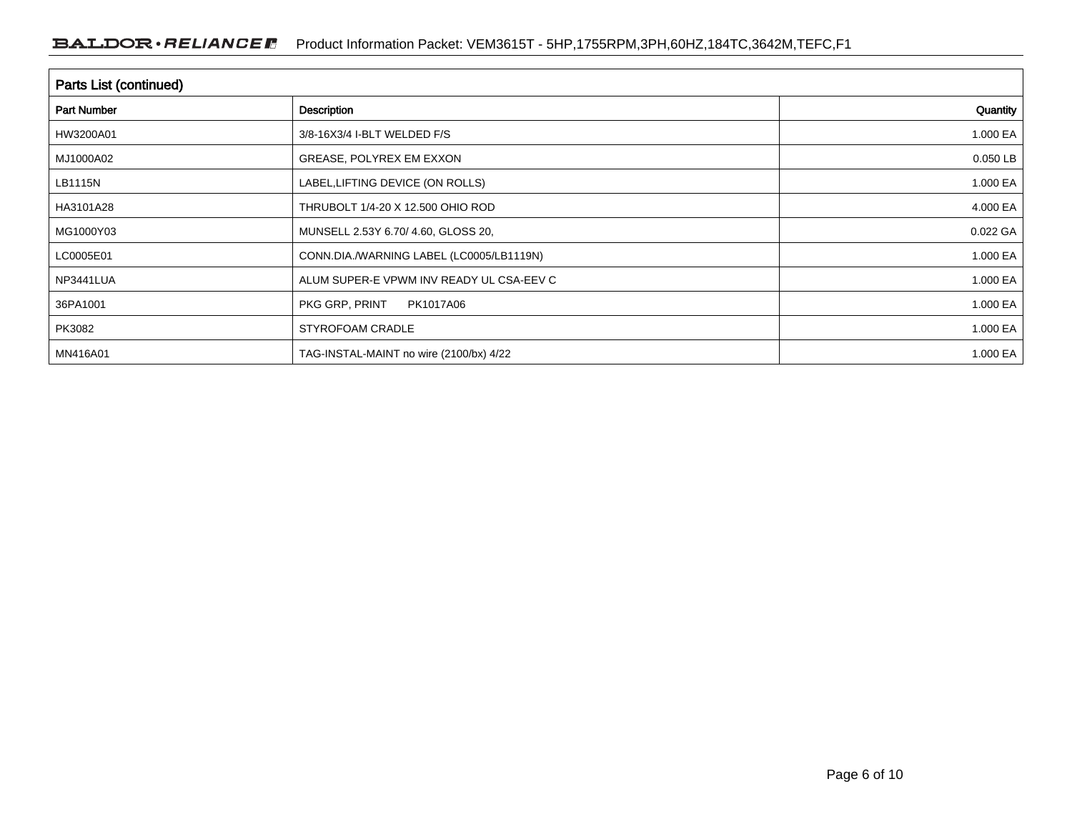## Parts List (continued)

| Part Number | Description | Quantity |
|---|---|---|
| HW3200A01 | 3/8-16X3/4 I-BLT WELDED F/S | 1.000 EA |
| MJ1000A02 | GREASE, POLYREX EM EXXON | 0.050 LB |
| LB1115N | LABEL,LIFTING DEVICE (ON ROLLS) | 1.000 EA |
| HA3101A28 | THRUBOLT 1/4-20 X 12.500 OHIO ROD | 4.000 EA |
| MG1000Y03 | MUNSELL 2.53Y 6.70/ 4.60, GLOSS 20, | 0.022 GA |
| LC0005E01 | CONN.DIA./WARNING LABEL (LC0005/LB1119N) | 1.000 EA |
| NP3441LUA | ALUM SUPER-E VPWM INV READY UL CSA-EEV C | 1.000 EA |
| 36PA1001 | PKG GRP, PRINT PK1017A06 | 1.000 EA |
| PK3082 | STYROFOAM CRADLE | 1.000 EA |
| MN416A01 | TAG-INSTAL-MAINT no wire (2100/bx) 4/22 | 1.000 EA |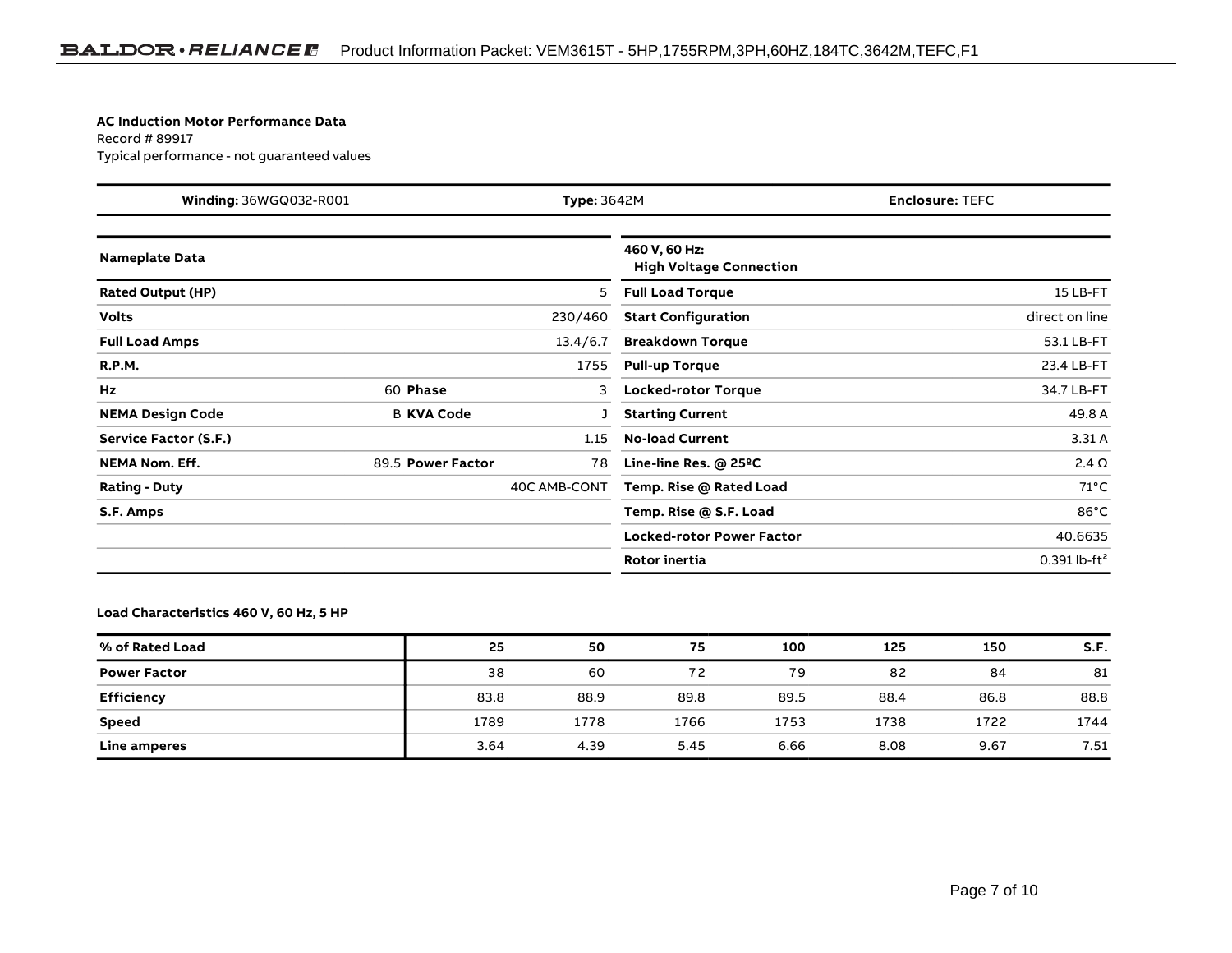**AC Induction Motor Performance Data**
Record # 89917
Typical performance - not guaranteed values

| **Winding:** 36WGQ032-R001 | **Type:** 3642M | **Enclosure:** TEFC |
|---|---|---|

| **Nameplate Data** | | | | **460 V, 60 Hz: High Voltage Connection** | |
|---|---|---|---|---|---|
| **Rated Output (HP)** | | | 5 | **Full Load Torque** | 15 LB-FT |
| **Volts** | | | 230/460 | **Start Configuration** | direct on line |
| **Full Load Amps** | | | 13.4/6.7 | **Breakdown Torque** | 53.1 LB-FT |
| **R.P.M.** | | | 1755 | **Pull-up Torque** | 23.4 LB-FT |
| **Hz** | 60 | **Phase** | 3 | **Locked-rotor Torque** | 34.7 LB-FT |
| **NEMA Design Code** | B | **KVA Code** | J | **Starting Current** | 49.8 A |
| **Service Factor (S.F.)** | | | 1.15 | **No-load Current** | 3.31 A |
| **NEMA Nom. Eff.** | 89.5 | **Power Factor** | 78 | **Line-line Res. @ 25ºC** | 2.4 Ω |
| **Rating - Duty** | | | 40C AMB-CONT | **Temp. Rise @ Rated Load** | 71°C |
| **S.F. Amps** | | | | **Temp. Rise @ S.F. Load** | 86°C |
| | | | | **Locked-rotor Power Factor** | 40.6635 |
| | | | | **Rotor inertia** | 0.391 lb-ft² |

**Load Characteristics 460 V, 60 Hz, 5 HP**

| % of Rated Load | 25 | 50 | 75 | 100 | 125 | 150 | S.F. |
|---|---|---|---|---|---|---|---|
| **Power Factor** | 38 | 60 | 72 | 79 | 82 | 84 | 81 |
| **Efficiency** | 83.8 | 88.9 | 89.8 | 89.5 | 88.4 | 86.8 | 88.8 |
| **Speed** | 1789 | 1778 | 1766 | 1753 | 1738 | 1722 | 1744 |
| **Line amperes** | 3.64 | 4.39 | 5.45 | 6.66 | 8.08 | 9.67 | 7.51 |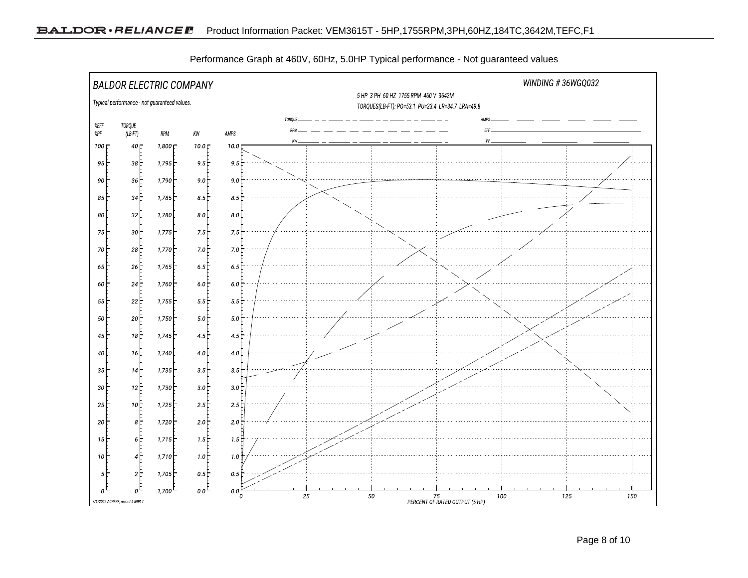Performance Graph at 460V, 60Hz, 5.0HP Typical performance - Not guaranteed values

BALDOR ELECTRIC COMPANY

WINDING # 36WGQ032

Typical performance - not guaranteed values.

5 HP 3 PH 60 HZ 1755 RPM 460 V 3642M

TORQUES(LB-FT): PO=53.1 PU=23.4 LR=34.7 LRA=49.8

Legend: TORQUE, RPM, KW, AMPS, EFF, PF

| %EFF %PF | TORQUE (LB-FT) | RPM | KW | AMPS |
|---|---|---|---|---|
| 100 | 40 | 1,800 | 10.0 | 10.0 |
| 95 | 38 | 1,795 | 9.5 | 9.5 |
| 90 | 36 | 1,790 | 9.0 | 9.0 |
| 85 | 34 | 1,785 | 8.5 | 8.5 |
| 80 | 32 | 1,780 | 8.0 | 8.0 |
| 75 | 30 | 1,775 | 7.5 | 7.5 |
| 70 | 28 | 1,770 | 7.0 | 7.0 |
| 65 | 26 | 1,765 | 6.5 | 6.5 |
| 60 | 24 | 1,760 | 6.0 | 6.0 |
| 55 | 22 | 1,755 | 5.5 | 5.5 |
| 50 | 20 | 1,750 | 5.0 | 5.0 |
| 45 | 18 | 1,745 | 4.5 | 4.5 |
| 40 | 16 | 1,740 | 4.0 | 4.0 |
| 35 | 14 | 1,735 | 3.5 | 3.5 |
| 30 | 12 | 1,730 | 3.0 | 3.0 |
| 25 | 10 | 1,725 | 2.5 | 2.5 |
| 20 | 8 | 1,720 | 2.0 | 2.0 |
| 15 | 6 | 1,715 | 1.5 | 1.5 |
| 10 | 4 | 1,710 | 1.0 | 1.0 |
| 5 | 2 | 1,705 | 0.5 | 0.5 |
| 0 | 0 | 1,700 | 0.0 | 0.0 |

X-axis: 0, 25, 50, 75, 100, 125, 150 — PERCENT OF RATED OUTPUT (5 HP)

7/1/2022 ACPERF, record # 89917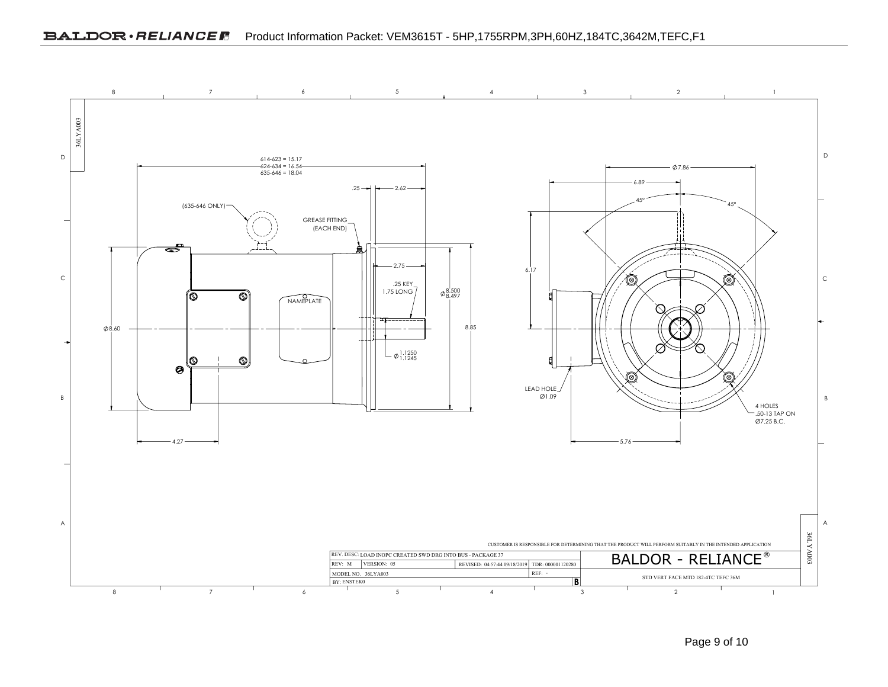# Product Information Packet: VEM3615T - 5HP,1755RPM,3PH,60HZ,184TC,3642M,TEFC,F1

36LYA003

614-623 = 15.17
624-634 = 16.54
635-646 = 18.04

.25 — 2.62

(635-646 ONLY)

GREASE FITTING (EACH END)

2.75

.25 KEY 1.75 LONG

Ø 8.500 / 8.497

NAMEPLATE

Ø8.60

8.85

Ø 1.1250 / 1.1245

4.27

Ø7.86

6.89

45° 45°

6.17

LEAD HOLE Ø1.09

4 HOLES .50-13 TAP ON Ø7.25 B.C.

5.76

CUSTOMER IS RESPONSIBLE FOR DETERMINING THAT THE PRODUCT WILL PERFORM SUITABLY IN THE INTENDED APPLICATION

| REV. DESC: LOAD INOPC CREATED SWD DRG INTO BUS - PACKAGE 37 | | | | BALDOR - RELIANCE® |
|---|---|---|---|---|
| REV: M | VERSION: 05 | REVISED: 04:57:44 09/18/2019 | TDR: 000001120280 | |
| MODEL NO. 36LYA003 | | | REF: - | STD VERT FACE MTD 182-4TC TEFC 36M |
| BY: ENSTEK0 | | | B | |

36LYA003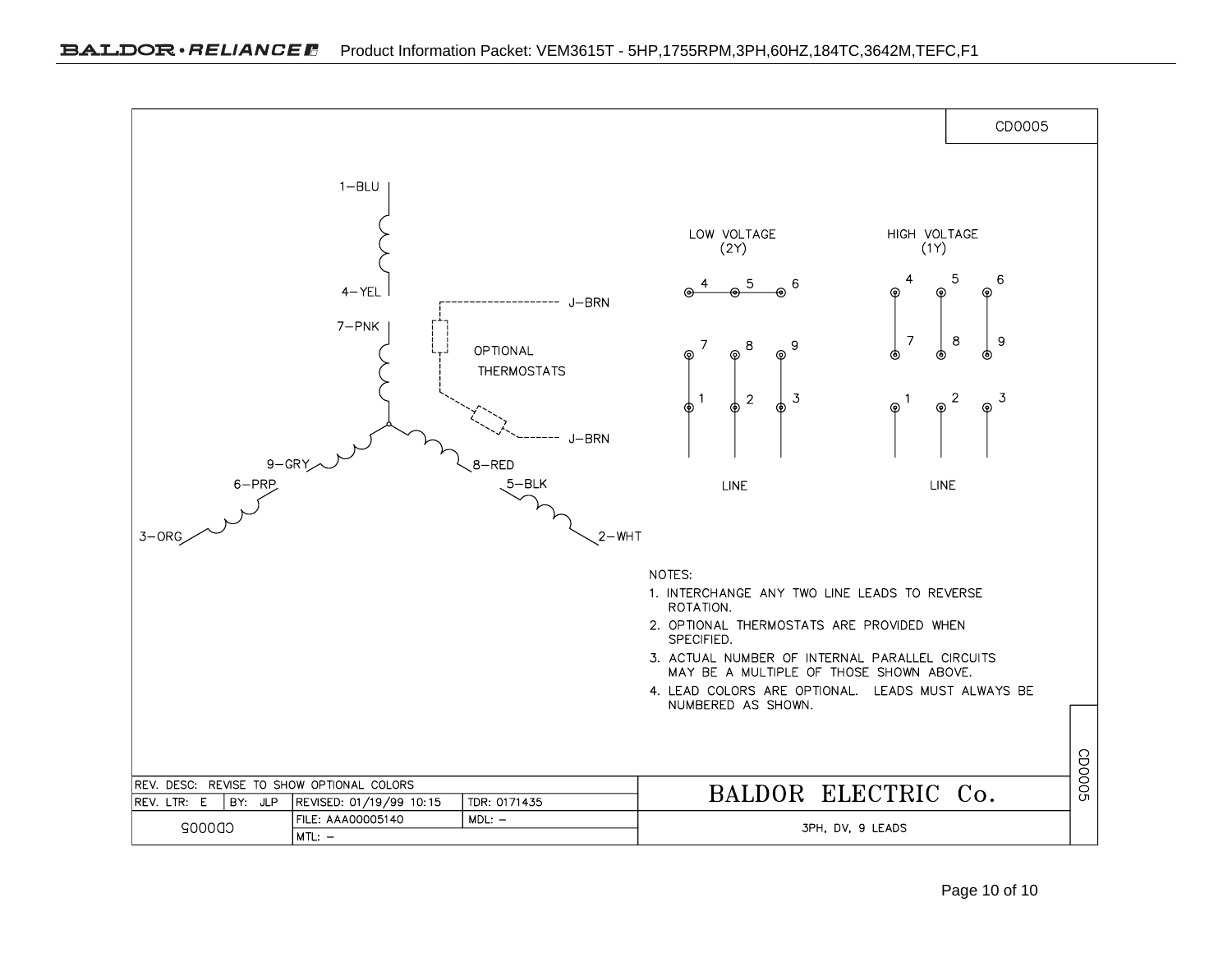CD0005

1–BLU

4–YEL

7–PNK

9–GRY

8–RED

6–PRP

5–BLK

3–ORG

2–WHT

J–BRN

OPTIONAL THERMOSTATS

J–BRN

LOW VOLTAGE (2Y)

4 5 6

7 8 9

1 2 3

LINE

HIGH VOLTAGE (1Y)

4 5 6

7 8 9

1 2 3

LINE

NOTES:

1. INTERCHANGE ANY TWO LINE LEADS TO REVERSE ROTATION.
2. OPTIONAL THERMOSTATS ARE PROVIDED WHEN SPECIFIED.
3. ACTUAL NUMBER OF INTERNAL PARALLEL CIRCUITS MAY BE A MULTIPLE OF THOSE SHOWN ABOVE.
4. LEAD COLORS ARE OPTIONAL. LEADS MUST ALWAYS BE NUMBERED AS SHOWN.

| | | | | |
|---|---|---|---|---|
| REV. DESC: REVISE TO SHOW OPTIONAL COLORS | | | | BALDOR ELECTRIC Co. |
| REV. LTR: E | BY: JLP | REVISED: 01/19/99 10:15 | TDR: 0171435 | |
| CD0005 | | FILE: AAA00005140 | MDL: – | 3PH, DV, 9 LEADS |
| | | MTL: – | | |

CD0005